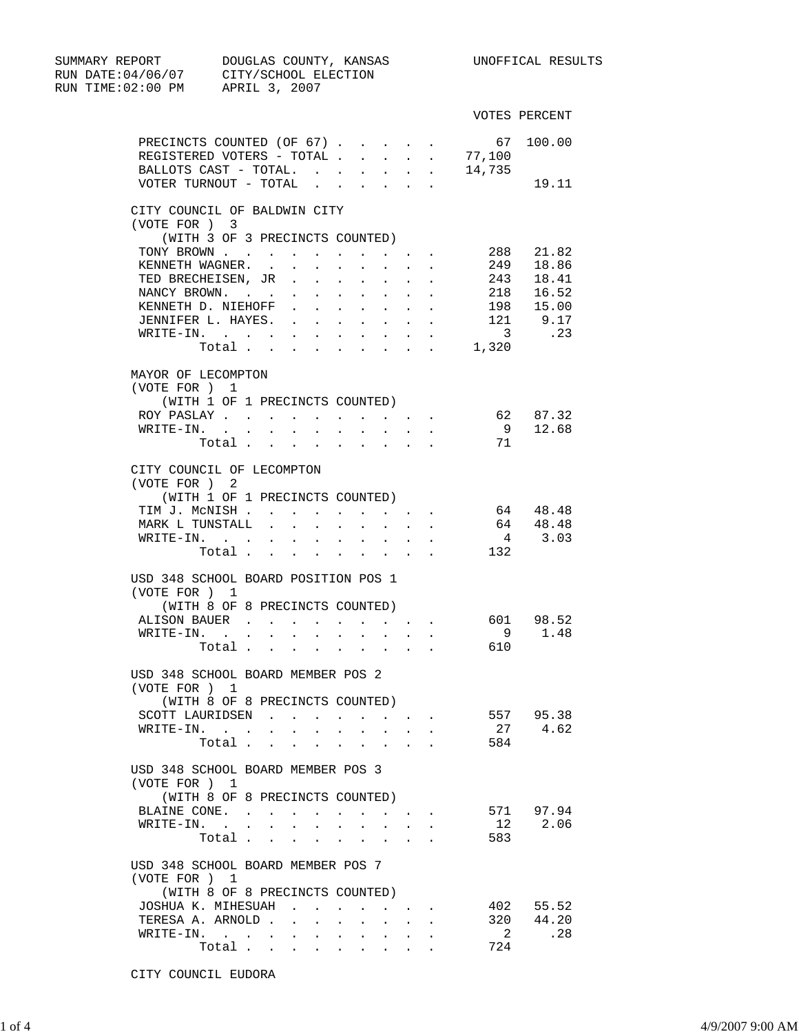SUMMARY REPORT — DOUGLAS COUNTY, KANSAS — UNOFFICAL RESULTS
RUN DATE:04/06/07 — CITY/SCHOOL ELECTION
RUN TIME:02:00 PM — APRIL 3, 2007

| | VOTES | PERCENT |
|---|---|---|
| PRECINCTS COUNTED (OF 67) | 67 | 100.00 |
| REGISTERED VOTERS - TOTAL | 77,100 | |
| BALLOTS CAST - TOTAL. | 14,735 | |
| VOTER TURNOUT - TOTAL | | 19.11 |

## CITY COUNCIL OF BALDWIN CITY

(VOTE FOR ) 3
(WITH 3 OF 3 PRECINCTS COUNTED)

| | VOTES | PERCENT |
|---|---|---|
| TONY BROWN | 288 | 21.82 |
| KENNETH WAGNER. | 249 | 18.86 |
| TED BRECHEISEN, JR | 243 | 18.41 |
| NANCY BROWN. | 218 | 16.52 |
| KENNETH D. NIEHOFF | 198 | 15.00 |
| JENNIFER L. HAYES. | 121 | 9.17 |
| WRITE-IN. | 3 | .23 |
| Total | 1,320 | |

## MAYOR OF LECOMPTON

(VOTE FOR ) 1
(WITH 1 OF 1 PRECINCTS COUNTED)

| | VOTES | PERCENT |
|---|---|---|
| ROY PASLAY | 62 | 87.32 |
| WRITE-IN. | 9 | 12.68 |
| Total | 71 | |

## CITY COUNCIL OF LECOMPTON

(VOTE FOR ) 2
(WITH 1 OF 1 PRECINCTS COUNTED)

| | VOTES | PERCENT |
|---|---|---|
| TIM J. McNISH | 64 | 48.48 |
| MARK L TUNSTALL | 64 | 48.48 |
| WRITE-IN. | 4 | 3.03 |
| Total | 132 | |

## USD 348 SCHOOL BOARD POSITION POS 1

(VOTE FOR ) 1
(WITH 8 OF 8 PRECINCTS COUNTED)

| | VOTES | PERCENT |
|---|---|---|
| ALISON BAUER | 601 | 98.52 |
| WRITE-IN. | 9 | 1.48 |
| Total | 610 | |

## USD 348 SCHOOL BOARD MEMBER POS 2

(VOTE FOR ) 1
(WITH 8 OF 8 PRECINCTS COUNTED)

| | VOTES | PERCENT |
|---|---|---|
| SCOTT LAURIDSEN | 557 | 95.38 |
| WRITE-IN. | 27 | 4.62 |
| Total | 584 | |

## USD 348 SCHOOL BOARD MEMBER POS 3

(VOTE FOR ) 1
(WITH 8 OF 8 PRECINCTS COUNTED)

| | VOTES | PERCENT |
|---|---|---|
| BLAINE CONE. | 571 | 97.94 |
| WRITE-IN. | 12 | 2.06 |
| Total | 583 | |

## USD 348 SCHOOL BOARD MEMBER POS 7

(VOTE FOR ) 1
(WITH 8 OF 8 PRECINCTS COUNTED)

| | VOTES | PERCENT |
|---|---|---|
| JOSHUA K. MIHESUAH | 402 | 55.52 |
| TERESA A. ARNOLD | 320 | 44.20 |
| WRITE-IN. | 2 | .28 |
| Total | 724 | |

## CITY COUNCIL EUDORA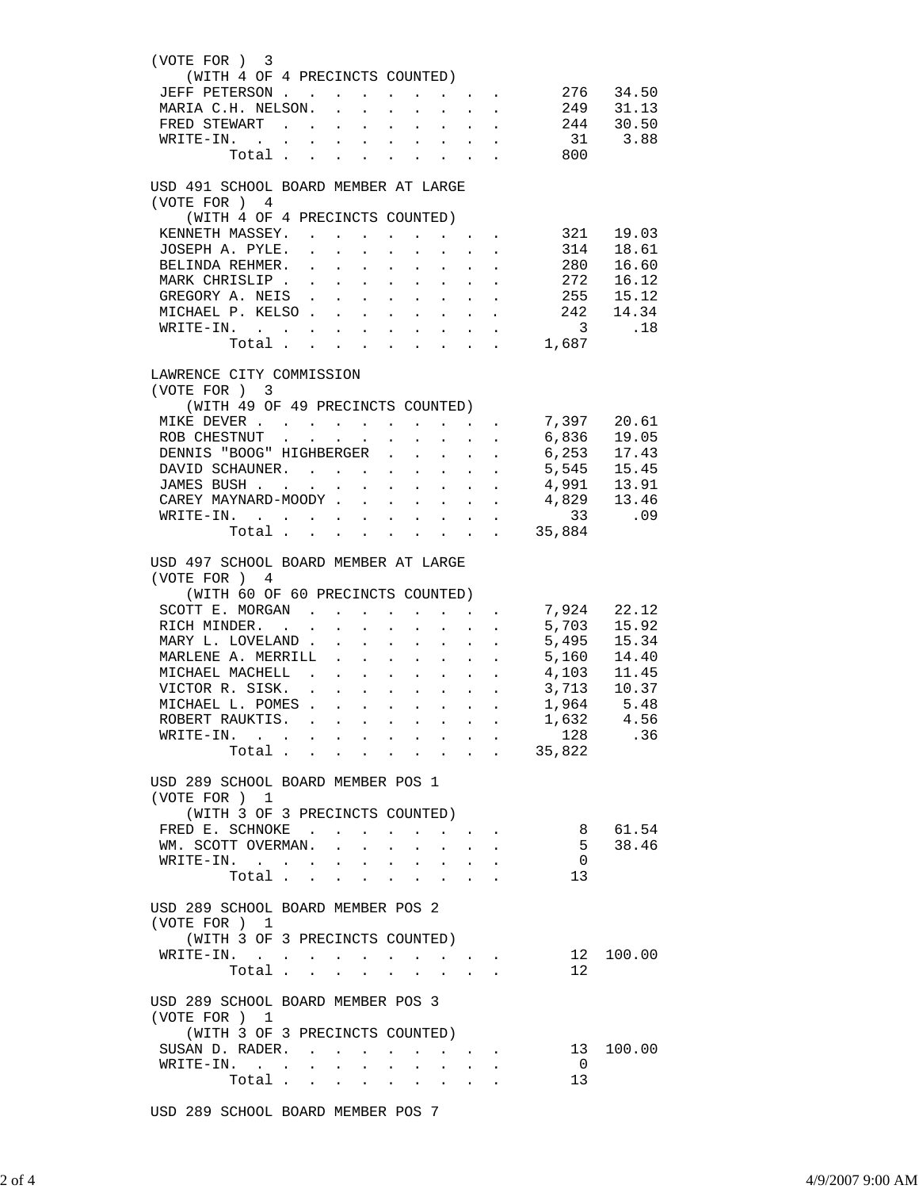(VOTE FOR ) 3
(WITH 4 OF 4 PRECINCTS COUNTED)

| Candidate | Votes | Percent |
|---|---|---|
| JEFF PETERSON | 276 | 34.50 |
| MARIA C.H. NELSON | 249 | 31.13 |
| FRED STEWART | 244 | 30.50 |
| WRITE-IN | 31 | 3.88 |
| Total | 800 | |

## USD 491 SCHOOL BOARD MEMBER AT LARGE

(VOTE FOR ) 4
(WITH 4 OF 4 PRECINCTS COUNTED)

| Candidate | Votes | Percent |
|---|---|---|
| KENNETH MASSEY | 321 | 19.03 |
| JOSEPH A. PYLE | 314 | 18.61 |
| BELINDA REHMER | 280 | 16.60 |
| MARK CHRISLIP | 272 | 16.12 |
| GREGORY A. NEIS | 255 | 15.12 |
| MICHAEL P. KELSO | 242 | 14.34 |
| WRITE-IN | 3 | .18 |
| Total | 1,687 | |

## LAWRENCE CITY COMMISSION

(VOTE FOR ) 3
(WITH 49 OF 49 PRECINCTS COUNTED)

| Candidate | Votes | Percent |
|---|---|---|
| MIKE DEVER | 7,397 | 20.61 |
| ROB CHESTNUT | 6,836 | 19.05 |
| DENNIS "BOOG" HIGHBERGER | 6,253 | 17.43 |
| DAVID SCHAUNER | 5,545 | 15.45 |
| JAMES BUSH | 4,991 | 13.91 |
| CAREY MAYNARD-MOODY | 4,829 | 13.46 |
| WRITE-IN | 33 | .09 |
| Total | 35,884 | |

## USD 497 SCHOOL BOARD MEMBER AT LARGE

(VOTE FOR ) 4
(WITH 60 OF 60 PRECINCTS COUNTED)

| Candidate | Votes | Percent |
|---|---|---|
| SCOTT E. MORGAN | 7,924 | 22.12 |
| RICH MINDER | 5,703 | 15.92 |
| MARY L. LOVELAND | 5,495 | 15.34 |
| MARLENE A. MERRILL | 5,160 | 14.40 |
| MICHAEL MACHELL | 4,103 | 11.45 |
| VICTOR R. SISK | 3,713 | 10.37 |
| MICHAEL L. POMES | 1,964 | 5.48 |
| ROBERT RAUKTIS | 1,632 | 4.56 |
| WRITE-IN | 128 | .36 |
| Total | 35,822 | |

## USD 289 SCHOOL BOARD MEMBER POS 1

(VOTE FOR ) 1
(WITH 3 OF 3 PRECINCTS COUNTED)

| Candidate | Votes | Percent |
|---|---|---|
| FRED E. SCHNOKE | 8 | 61.54 |
| WM. SCOTT OVERMAN | 5 | 38.46 |
| WRITE-IN | 0 | |
| Total | 13 | |

## USD 289 SCHOOL BOARD MEMBER POS 2

(VOTE FOR ) 1
(WITH 3 OF 3 PRECINCTS COUNTED)

| Candidate | Votes | Percent |
|---|---|---|
| WRITE-IN | 12 | 100.00 |
| Total | 12 | |

## USD 289 SCHOOL BOARD MEMBER POS 3

(VOTE FOR ) 1
(WITH 3 OF 3 PRECINCTS COUNTED)

| Candidate | Votes | Percent |
|---|---|---|
| SUSAN D. RADER | 13 | 100.00 |
| WRITE-IN | 0 | |
| Total | 13 | |

## USD 289 SCHOOL BOARD MEMBER POS 7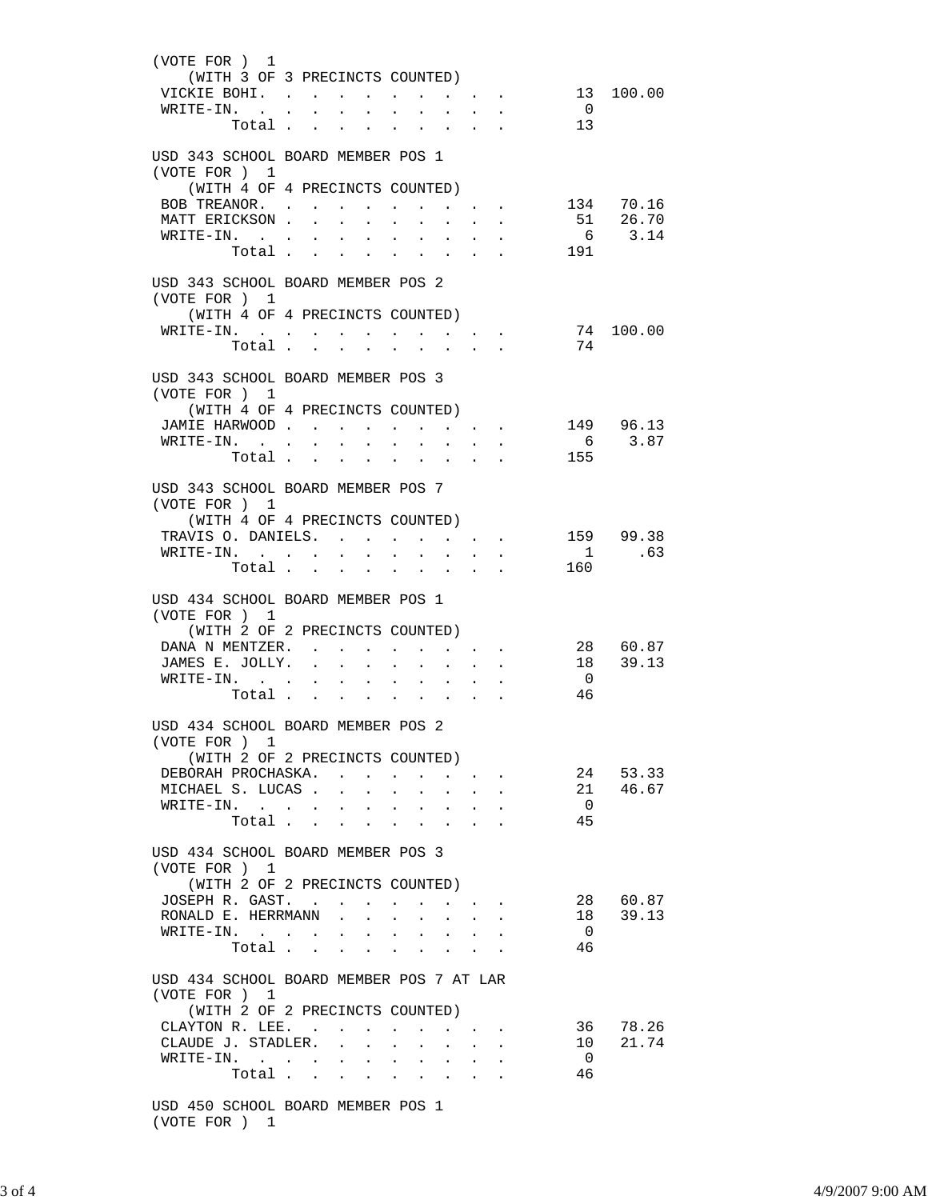(VOTE FOR ) 1
(WITH 3 OF 3 PRECINCTS COUNTED)

| Candidate | Votes | Percent |
|---|---|---|
| VICKIE BOHI. . . . . . . . . . . | 13 | 100.00 |
| WRITE-IN. . . . . . . . . . . . | 0 | |
| Total . . . . . . . . . | 13 | |

USD 343 SCHOOL BOARD MEMBER POS 1
(VOTE FOR ) 1
(WITH 4 OF 4 PRECINCTS COUNTED)

| Candidate | Votes | Percent |
|---|---|---|
| BOB TREANOR. . . . . . . . . . | 134 | 70.16 |
| MATT ERICKSON . . . . . . . . . | 51 | 26.70 |
| WRITE-IN. . . . . . . . . . . . | 6 | 3.14 |
| Total . . . . . . . . . | 191 | |

USD 343 SCHOOL BOARD MEMBER POS 2
(VOTE FOR ) 1
(WITH 4 OF 4 PRECINCTS COUNTED)

| Candidate | Votes | Percent |
|---|---|---|
| WRITE-IN. . . . . . . . . . . . | 74 | 100.00 |
| Total . . . . . . . . . | 74 | |

USD 343 SCHOOL BOARD MEMBER POS 3
(VOTE FOR ) 1
(WITH 4 OF 4 PRECINCTS COUNTED)

| Candidate | Votes | Percent |
|---|---|---|
| JAMIE HARWOOD . . . . . . . . . | 149 | 96.13 |
| WRITE-IN. . . . . . . . . . . . | 6 | 3.87 |
| Total . . . . . . . . . | 155 | |

USD 343 SCHOOL BOARD MEMBER POS 7
(VOTE FOR ) 1
(WITH 4 OF 4 PRECINCTS COUNTED)

| Candidate | Votes | Percent |
|---|---|---|
| TRAVIS O. DANIELS. . . . . . . . | 159 | 99.38 |
| WRITE-IN. . . . . . . . . . . . | 1 | .63 |
| Total . . . . . . . . . | 160 | |

USD 434 SCHOOL BOARD MEMBER POS 1
(VOTE FOR ) 1
(WITH 2 OF 2 PRECINCTS COUNTED)

| Candidate | Votes | Percent |
|---|---|---|
| DANA N MENTZER. . . . . . . . . | 28 | 60.87 |
| JAMES E. JOLLY. . . . . . . . . | 18 | 39.13 |
| WRITE-IN. . . . . . . . . . . . | 0 | |
| Total . . . . . . . . . | 46 | |

USD 434 SCHOOL BOARD MEMBER POS 2
(VOTE FOR ) 1
(WITH 2 OF 2 PRECINCTS COUNTED)

| Candidate | Votes | Percent |
|---|---|---|
| DEBORAH PROCHASKA. . . . . . . . | 24 | 53.33 |
| MICHAEL S. LUCAS . . . . . . . . | 21 | 46.67 |
| WRITE-IN. . . . . . . . . . . . | 0 | |
| Total . . . . . . . . . | 45 | |

USD 434 SCHOOL BOARD MEMBER POS 3
(VOTE FOR ) 1
(WITH 2 OF 2 PRECINCTS COUNTED)

| Candidate | Votes | Percent |
|---|---|---|
| JOSEPH R. GAST. . . . . . . . . | 28 | 60.87 |
| RONALD E. HERRMANN . . . . . . . | 18 | 39.13 |
| WRITE-IN. . . . . . . . . . . . | 0 | |
| Total . . . . . . . . . | 46 | |

USD 434 SCHOOL BOARD MEMBER POS 7 AT LAR
(VOTE FOR ) 1
(WITH 2 OF 2 PRECINCTS COUNTED)

| Candidate | Votes | Percent |
|---|---|---|
| CLAYTON R. LEE. . . . . . . . . | 36 | 78.26 |
| CLAUDE J. STADLER. . . . . . . . | 10 | 21.74 |
| WRITE-IN. . . . . . . . . . . . | 0 | |
| Total . . . . . . . . . | 46 | |

USD 450 SCHOOL BOARD MEMBER POS 1
(VOTE FOR ) 1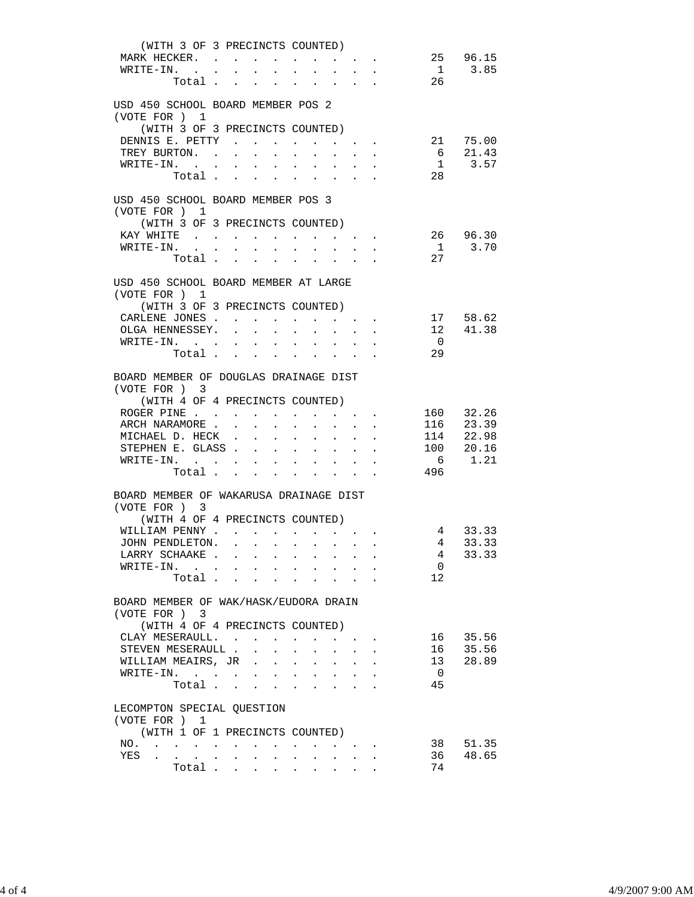(WITH 3 OF 3 PRECINCTS COUNTED)

| | | |
|---|---|---|
| MARK HECKER. . . . . . . . . . . | 25 | 96.15 |
| WRITE-IN. . . . . . . . . . . . | 1 | 3.85 |
| Total . . . . . . . . . | 26 | |

USD 450 SCHOOL BOARD MEMBER POS 2
(VOTE FOR ) 1
(WITH 3 OF 3 PRECINCTS COUNTED)

| | | |
|---|---|---|
| DENNIS E. PETTY . . . . . . . . | 21 | 75.00 |
| TREY BURTON. . . . . . . . . . | 6 | 21.43 |
| WRITE-IN. . . . . . . . . . . . | 1 | 3.57 |
| Total . . . . . . . . . | 28 | |

USD 450 SCHOOL BOARD MEMBER POS 3
(VOTE FOR ) 1
(WITH 3 OF 3 PRECINCTS COUNTED)

| | | |
|---|---|---|
| KAY WHITE . . . . . . . . . . | 26 | 96.30 |
| WRITE-IN. . . . . . . . . . . . | 1 | 3.70 |
| Total . . . . . . . . . | 27 | |

USD 450 SCHOOL BOARD MEMBER AT LARGE
(VOTE FOR ) 1
(WITH 3 OF 3 PRECINCTS COUNTED)

| | | |
|---|---|---|
| CARLENE JONES . . . . . . . . . | 17 | 58.62 |
| OLGA HENNESSEY. . . . . . . . . | 12 | 41.38 |
| WRITE-IN. . . . . . . . . . . . | 0 | |
| Total . . . . . . . . . | 29 | |

BOARD MEMBER OF DOUGLAS DRAINAGE DIST
(VOTE FOR ) 3
(WITH 4 OF 4 PRECINCTS COUNTED)

| | | |
|---|---|---|
| ROGER PINE . . . . . . . . . . | 160 | 32.26 |
| ARCH NARAMORE . . . . . . . . . | 116 | 23.39 |
| MICHAEL D. HECK . . . . . . . . | 114 | 22.98 |
| STEPHEN E. GLASS . . . . . . . . | 100 | 20.16 |
| WRITE-IN. . . . . . . . . . . . | 6 | 1.21 |
| Total . . . . . . . . . | 496 | |

BOARD MEMBER OF WAKARUSA DRAINAGE DIST
(VOTE FOR ) 3
(WITH 4 OF 4 PRECINCTS COUNTED)

| | | |
|---|---|---|
| WILLIAM PENNY . . . . . . . . . | 4 | 33.33 |
| JOHN PENDLETON. . . . . . . . . | 4 | 33.33 |
| LARRY SCHAAKE . . . . . . . . . | 4 | 33.33 |
| WRITE-IN. . . . . . . . . . . . | 0 | |
| Total . . . . . . . . . | 12 | |

BOARD MEMBER OF WAK/HASK/EUDORA DRAIN
(VOTE FOR ) 3
(WITH 4 OF 4 PRECINCTS COUNTED)

| | | |
|---|---|---|
| CLAY MESERAULL. . . . . . . . . | 16 | 35.56 |
| STEVEN MESERAULL . . . . . . . . | 16 | 35.56 |
| WILLIAM MEAIRS, JR . . . . . . . | 13 | 28.89 |
| WRITE-IN. . . . . . . . . . . . | 0 | |
| Total . . . . . . . . . | 45 | |

LECOMPTON SPECIAL QUESTION
(VOTE FOR ) 1
(WITH 1 OF 1 PRECINCTS COUNTED)

| | | |
|---|---|---|
| NO. . . . . . . . . . . . . . | 38 | 51.35 |
| YES . . . . . . . . . . . . . | 36 | 48.65 |
| Total . . . . . . . . . | 74 | |